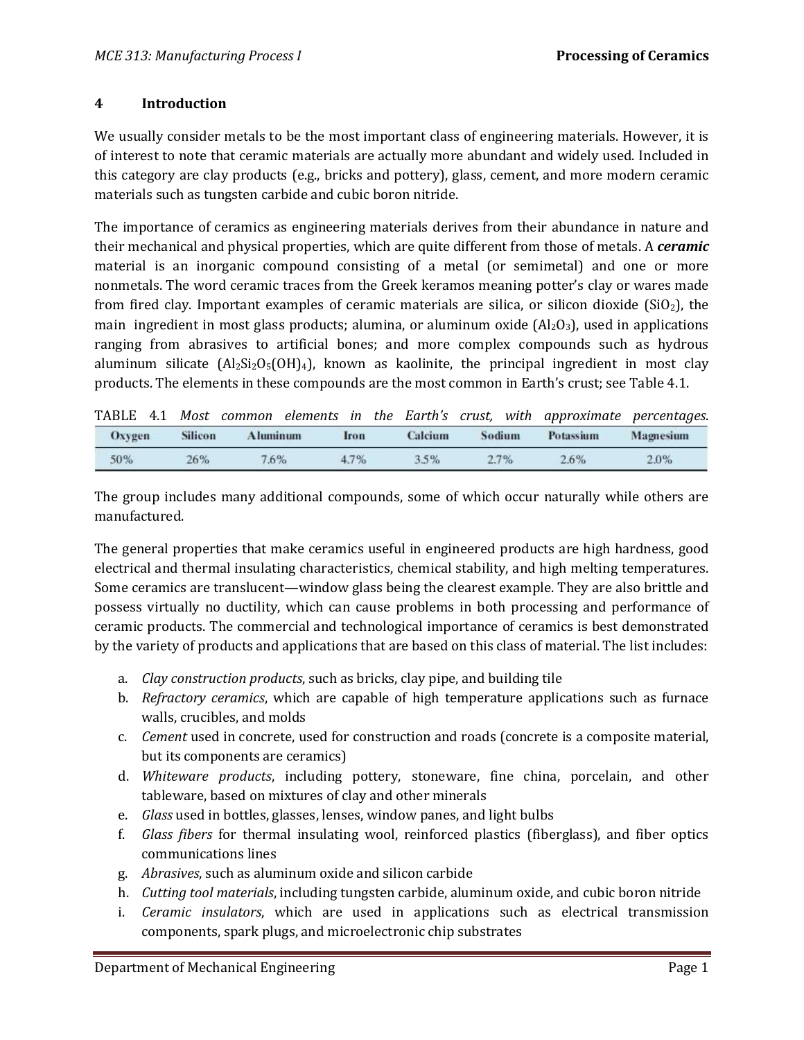## 4 Introduction

We usually consider metals to be the most important class of engineering materials. However, it is of interest to note that ceramic materials are actually more abundant and widely used. Included in this category are clay products (e.g., bricks and pottery), glass, cement, and more modern ceramic materials such as tungsten carbide and cubic boron nitride.

The importance of ceramics as engineering materials derives from their abundance in nature and their mechanical and physical properties, which are quite different from those of metals. A ***ceramic*** material is an inorganic compound consisting of a metal (or semimetal) and one or more nonmetals. The word ceramic traces from the Greek keramos meaning potter's clay or wares made from fired clay. Important examples of ceramic materials are silica, or silicon dioxide ($SiO_2$), the main ingredient in most glass products; alumina, or aluminum oxide ($Al_2O_3$), used in applications ranging from abrasives to artificial bones; and more complex compounds such as hydrous aluminum silicate ($Al_2Si_2O_5(OH)_4$), known as kaolinite, the principal ingredient in most clay products. The elements in these compounds are the most common in Earth's crust; see Table 4.1.

TABLE 4.1 *Most common elements in the Earth's crust, with approximate percentages.*

| Oxygen | Silicon | Aluminum | Iron | Calcium | Sodium | Potassium | Magnesium |
|---|---|---|---|---|---|---|---|
| 50% | 26% | 7.6% | 4.7% | 3.5% | 2.7% | 2.6% | 2.0% |

The group includes many additional compounds, some of which occur naturally while others are manufactured.

The general properties that make ceramics useful in engineered products are high hardness, good electrical and thermal insulating characteristics, chemical stability, and high melting temperatures. Some ceramics are translucent—window glass being the clearest example. They are also brittle and possess virtually no ductility, which can cause problems in both processing and performance of ceramic products. The commercial and technological importance of ceramics is best demonstrated by the variety of products and applications that are based on this class of material. The list includes:

a. *Clay construction products*, such as bricks, clay pipe, and building tile
b. *Refractory ceramics*, which are capable of high temperature applications such as furnace walls, crucibles, and molds
c. *Cement* used in concrete, used for construction and roads (concrete is a composite material, but its components are ceramics)
d. *Whiteware products*, including pottery, stoneware, fine china, porcelain, and other tableware, based on mixtures of clay and other minerals
e. *Glass* used in bottles, glasses, lenses, window panes, and light bulbs
f. *Glass fibers* for thermal insulating wool, reinforced plastics (fiberglass), and fiber optics communications lines
g. *Abrasives*, such as aluminum oxide and silicon carbide
h. *Cutting tool materials*, including tungsten carbide, aluminum oxide, and cubic boron nitride
i. *Ceramic insulators*, which are used in applications such as electrical transmission components, spark plugs, and microelectronic chip substrates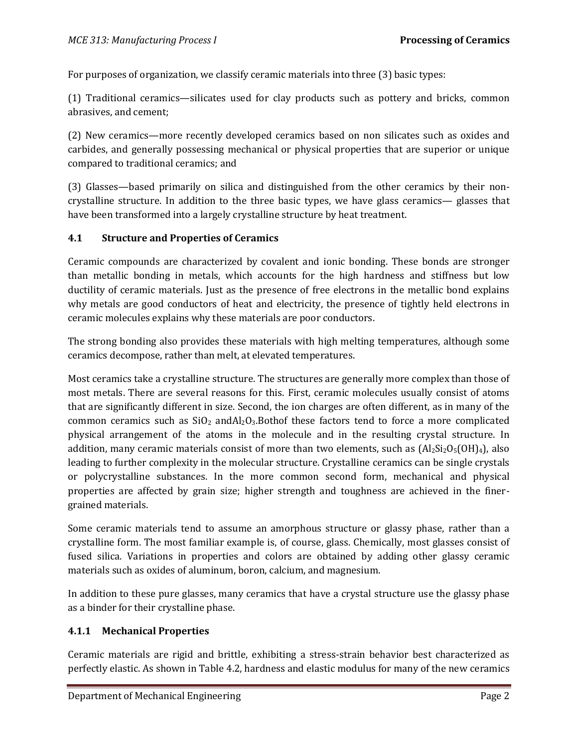For purposes of organization, we classify ceramic materials into three (3) basic types:

(1) Traditional ceramics—silicates used for clay products such as pottery and bricks, common abrasives, and cement;

(2) New ceramics—more recently developed ceramics based on non silicates such as oxides and carbides, and generally possessing mechanical or physical properties that are superior or unique compared to traditional ceramics; and

(3) Glasses—based primarily on silica and distinguished from the other ceramics by their non-crystalline structure. In addition to the three basic types, we have glass ceramics— glasses that have been transformed into a largely crystalline structure by heat treatment.

### 4.1 Structure and Properties of Ceramics

Ceramic compounds are characterized by covalent and ionic bonding. These bonds are stronger than metallic bonding in metals, which accounts for the high hardness and stiffness but low ductility of ceramic materials. Just as the presence of free electrons in the metallic bond explains why metals are good conductors of heat and electricity, the presence of tightly held electrons in ceramic molecules explains why these materials are poor conductors.

The strong bonding also provides these materials with high melting temperatures, although some ceramics decompose, rather than melt, at elevated temperatures.

Most ceramics take a crystalline structure. The structures are generally more complex than those of most metals. There are several reasons for this. First, ceramic molecules usually consist of atoms that are significantly different in size. Second, the ion charges are often different, as in many of the common ceramics such as $SiO_2$ and $Al_2O_3$. Both of these factors tend to force a more complicated physical arrangement of the atoms in the molecule and in the resulting crystal structure. In addition, many ceramic materials consist of more than two elements, such as ($Al_2Si_2O_5(OH)_4$), also leading to further complexity in the molecular structure. Crystalline ceramics can be single crystals or polycrystalline substances. In the more common second form, mechanical and physical properties are affected by grain size; higher strength and toughness are achieved in the finer-grained materials.

Some ceramic materials tend to assume an amorphous structure or glassy phase, rather than a crystalline form. The most familiar example is, of course, glass. Chemically, most glasses consist of fused silica. Variations in properties and colors are obtained by adding other glassy ceramic materials such as oxides of aluminum, boron, calcium, and magnesium.

In addition to these pure glasses, many ceramics that have a crystal structure use the glassy phase as a binder for their crystalline phase.

#### 4.1.1 Mechanical Properties

Ceramic materials are rigid and brittle, exhibiting a stress-strain behavior best characterized as perfectly elastic. As shown in Table 4.2, hardness and elastic modulus for many of the new ceramics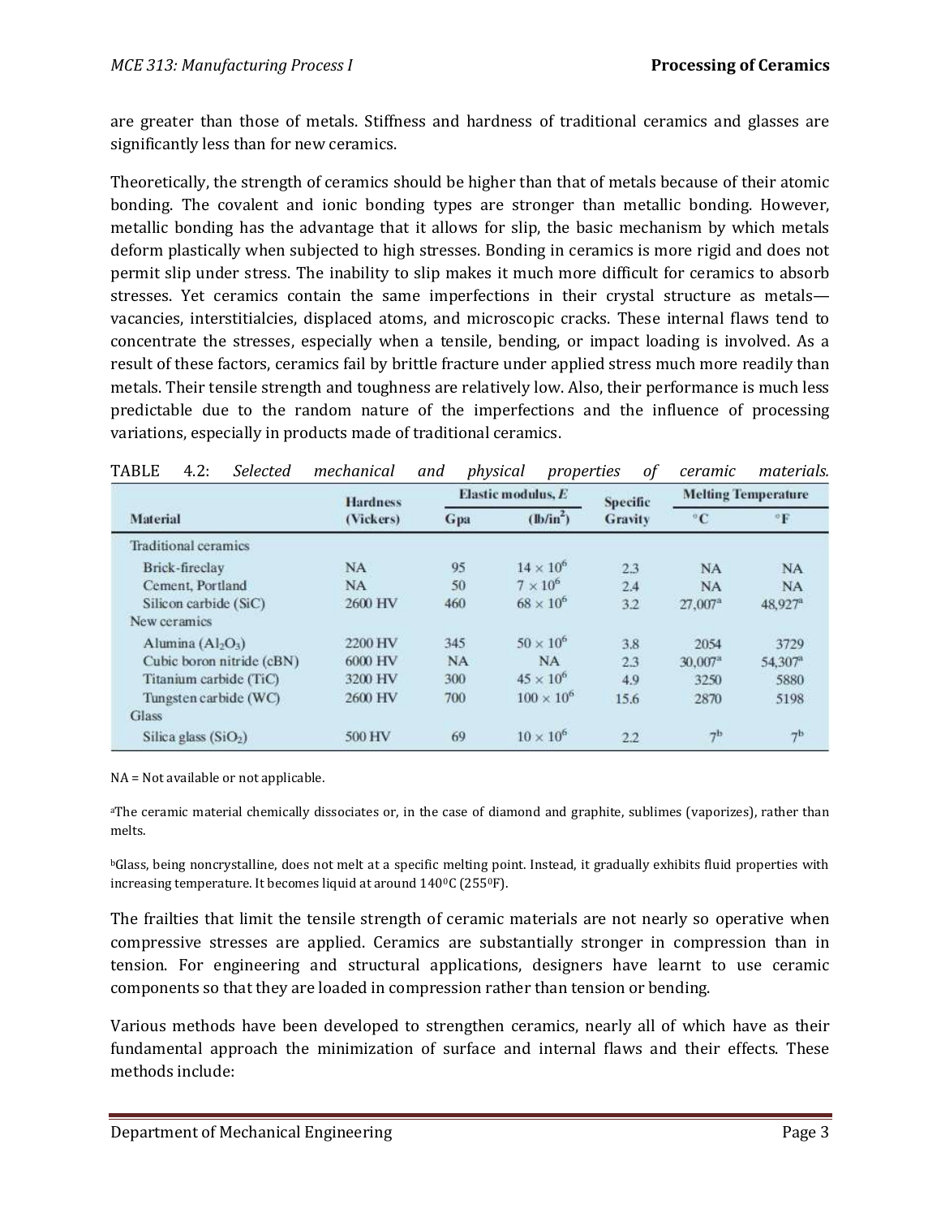are greater than those of metals. Stiffness and hardness of traditional ceramics and glasses are significantly less than for new ceramics.

Theoretically, the strength of ceramics should be higher than that of metals because of their atomic bonding. The covalent and ionic bonding types are stronger than metallic bonding. However, metallic bonding has the advantage that it allows for slip, the basic mechanism by which metals deform plastically when subjected to high stresses. Bonding in ceramics is more rigid and does not permit slip under stress. The inability to slip makes it much more difficult for ceramics to absorb stresses. Yet ceramics contain the same imperfections in their crystal structure as metals—vacancies, interstitialcies, displaced atoms, and microscopic cracks. These internal flaws tend to concentrate the stresses, especially when a tensile, bending, or impact loading is involved. As a result of these factors, ceramics fail by brittle fracture under applied stress much more readily than metals. Their tensile strength and toughness are relatively low. Also, their performance is much less predictable due to the random nature of the imperfections and the influence of processing variations, especially in products made of traditional ceramics.

TABLE 4.2: *Selected mechanical and physical properties of ceramic materials.*

| Material | Hardness (Vickers) | Elastic modulus, E | | Specific Gravity | Melting Temperature | |
|---|---|---|---|---|---|---|
| | | Gpa | ($lb/in^2$) | | °C | °F |
| Traditional ceramics | | | | | | |
| Brick-fireclay | NA | 95 | $14 \times 10^6$ | 2.3 | NA | NA |
| Cement, Portland | NA | 50 | $7 \times 10^6$ | 2.4 | NA | NA |
| Silicon carbide (SiC) | 2600 HV | 460 | $68 \times 10^6$ | 3.2 | 27,007[a] | 48,927[a] |
| New ceramics | | | | | | |
| Alumina ($Al_2O_3$) | 2200 HV | 345 | $50 \times 10^6$ | 3.8 | 2054 | 3729 |
| Cubic boron nitride (cBN) | 6000 HV | NA | NA | 2.3 | 30,007[a] | 54,307[a] |
| Titanium carbide (TiC) | 3200 HV | 300 | $45 \times 10^6$ | 4.9 | 3250 | 5880 |
| Tungsten carbide (WC) | 2600 HV | 700 | $100 \times 10^6$ | 15.6 | 2870 | 5198 |
| Glass | | | | | | |
| Silica glass ($SiO_2$) | 500 HV | 69 | $10 \times 10^6$ | 2.2 | 7[b] | 7[b] |

NA = Not available or not applicable.

[a]The ceramic material chemically dissociates or, in the case of diamond and graphite, sublimes (vaporizes), rather than melts.

[b]Glass, being noncrystalline, does not melt at a specific melting point. Instead, it gradually exhibits fluid properties with increasing temperature. It becomes liquid at around 140°C (255°F).

The frailties that limit the tensile strength of ceramic materials are not nearly so operative when compressive stresses are applied. Ceramics are substantially stronger in compression than in tension. For engineering and structural applications, designers have learnt to use ceramic components so that they are loaded in compression rather than tension or bending.

Various methods have been developed to strengthen ceramics, nearly all of which have as their fundamental approach the minimization of surface and internal flaws and their effects. These methods include: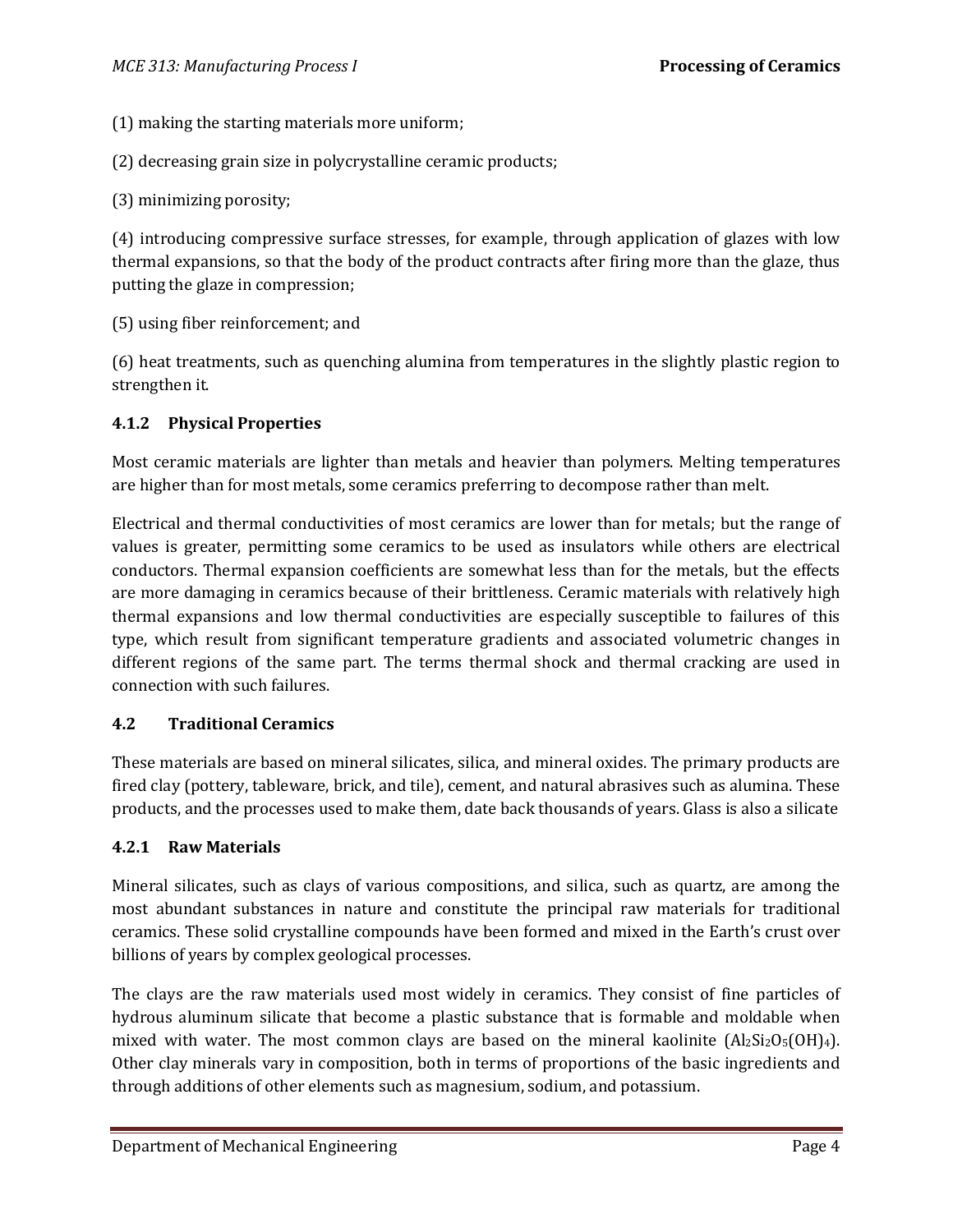(1) making the starting materials more uniform;

(2) decreasing grain size in polycrystalline ceramic products;

(3) minimizing porosity;

(4) introducing compressive surface stresses, for example, through application of glazes with low thermal expansions, so that the body of the product contracts after firing more than the glaze, thus putting the glaze in compression;

(5) using fiber reinforcement; and

(6) heat treatments, such as quenching alumina from temperatures in the slightly plastic region to strengthen it.

### 4.1.2 Physical Properties

Most ceramic materials are lighter than metals and heavier than polymers. Melting temperatures are higher than for most metals, some ceramics preferring to decompose rather than melt.

Electrical and thermal conductivities of most ceramics are lower than for metals; but the range of values is greater, permitting some ceramics to be used as insulators while others are electrical conductors. Thermal expansion coefficients are somewhat less than for the metals, but the effects are more damaging in ceramics because of their brittleness. Ceramic materials with relatively high thermal expansions and low thermal conductivities are especially susceptible to failures of this type, which result from significant temperature gradients and associated volumetric changes in different regions of the same part. The terms thermal shock and thermal cracking are used in connection with such failures.

## 4.2 Traditional Ceramics

These materials are based on mineral silicates, silica, and mineral oxides. The primary products are fired clay (pottery, tableware, brick, and tile), cement, and natural abrasives such as alumina. These products, and the processes used to make them, date back thousands of years. Glass is also a silicate

### 4.2.1 Raw Materials

Mineral silicates, such as clays of various compositions, and silica, such as quartz, are among the most abundant substances in nature and constitute the principal raw materials for traditional ceramics. These solid crystalline compounds have been formed and mixed in the Earth's crust over billions of years by complex geological processes.

The clays are the raw materials used most widely in ceramics. They consist of fine particles of hydrous aluminum silicate that become a plastic substance that is formable and moldable when mixed with water. The most common clays are based on the mineral kaolinite ($Al_2Si_2O_5(OH)_4$). Other clay minerals vary in composition, both in terms of proportions of the basic ingredients and through additions of other elements such as magnesium, sodium, and potassium.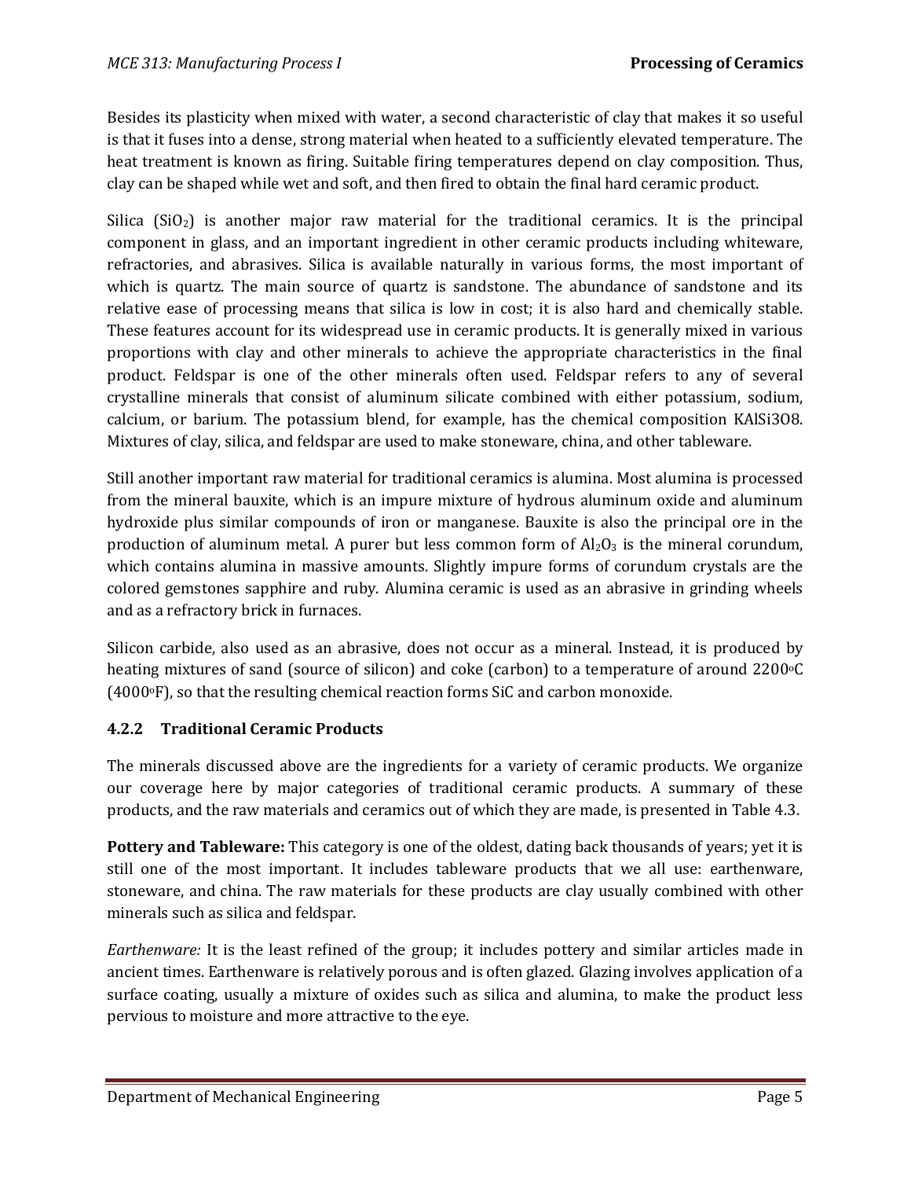Besides its plasticity when mixed with water, a second characteristic of clay that makes it so useful is that it fuses into a dense, strong material when heated to a sufficiently elevated temperature. The heat treatment is known as firing. Suitable firing temperatures depend on clay composition. Thus, clay can be shaped while wet and soft, and then fired to obtain the final hard ceramic product.

Silica ($SiO_2$) is another major raw material for the traditional ceramics. It is the principal component in glass, and an important ingredient in other ceramic products including whiteware, refractories, and abrasives. Silica is available naturally in various forms, the most important of which is quartz. The main source of quartz is sandstone. The abundance of sandstone and its relative ease of processing means that silica is low in cost; it is also hard and chemically stable. These features account for its widespread use in ceramic products. It is generally mixed in various proportions with clay and other minerals to achieve the appropriate characteristics in the final product. Feldspar is one of the other minerals often used. Feldspar refers to any of several crystalline minerals that consist of aluminum silicate combined with either potassium, sodium, calcium, or barium. The potassium blend, for example, has the chemical composition KAlSi3O8. Mixtures of clay, silica, and feldspar are used to make stoneware, china, and other tableware.

Still another important raw material for traditional ceramics is alumina. Most alumina is processed from the mineral bauxite, which is an impure mixture of hydrous aluminum oxide and aluminum hydroxide plus similar compounds of iron or manganese. Bauxite is also the principal ore in the production of aluminum metal. A purer but less common form of $Al_2O_3$ is the mineral corundum, which contains alumina in massive amounts. Slightly impure forms of corundum crystals are the colored gemstones sapphire and ruby. Alumina ceramic is used as an abrasive in grinding wheels and as a refractory brick in furnaces.

Silicon carbide, also used as an abrasive, does not occur as a mineral. Instead, it is produced by heating mixtures of sand (source of silicon) and coke (carbon) to a temperature of around 2200$^{o}$C (4000$^{o}$F), so that the resulting chemical reaction forms SiC and carbon monoxide.

### 4.2.2 Traditional Ceramic Products

The minerals discussed above are the ingredients for a variety of ceramic products. We organize our coverage here by major categories of traditional ceramic products. A summary of these products, and the raw materials and ceramics out of which they are made, is presented in Table 4.3.

**Pottery and Tableware:** This category is one of the oldest, dating back thousands of years; yet it is still one of the most important. It includes tableware products that we all use: earthenware, stoneware, and china. The raw materials for these products are clay usually combined with other minerals such as silica and feldspar.

*Earthenware:* It is the least refined of the group; it includes pottery and similar articles made in ancient times. Earthenware is relatively porous and is often glazed. Glazing involves application of a surface coating, usually a mixture of oxides such as silica and alumina, to make the product less pervious to moisture and more attractive to the eye.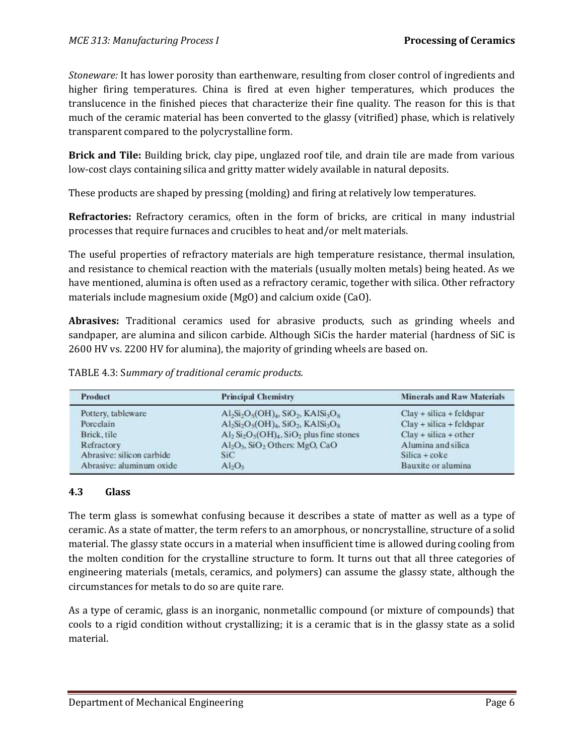*Stoneware:* It has lower porosity than earthenware, resulting from closer control of ingredients and higher firing temperatures. China is fired at even higher temperatures, which produces the translucence in the finished pieces that characterize their fine quality. The reason for this is that much of the ceramic material has been converted to the glassy (vitrified) phase, which is relatively transparent compared to the polycrystalline form.

**Brick and Tile:** Building brick, clay pipe, unglazed roof tile, and drain tile are made from various low-cost clays containing silica and gritty matter widely available in natural deposits.

These products are shaped by pressing (molding) and firing at relatively low temperatures.

**Refractories:** Refractory ceramics, often in the form of bricks, are critical in many industrial processes that require furnaces and crucibles to heat and/or melt materials.

The useful properties of refractory materials are high temperature resistance, thermal insulation, and resistance to chemical reaction with the materials (usually molten metals) being heated. As we have mentioned, alumina is often used as a refractory ceramic, together with silica. Other refractory materials include magnesium oxide (MgO) and calcium oxide (CaO).

**Abrasives:** Traditional ceramics used for abrasive products, such as grinding wheels and sandpaper, are alumina and silicon carbide. Although SiCis the harder material (hardness of SiC is 2600 HV vs. 2200 HV for alumina), the majority of grinding wheels are based on.

TABLE 4.3: S*ummary of traditional ceramic products.*

| Product | Principal Chemistry | Minerals and Raw Materials |
|---|---|---|
| Pottery, tableware | $Al_2Si_2O_5(OH)_4$, $SiO_2$, $KAlSi_3O_8$ | Clay + silica + feldspar |
| Porcelain | $Al_2Si_2O_5(OH)_4$, $SiO_2$, $KAlSi_3O_8$ | Clay + silica + feldspar |
| Brick, tile | $Al_2Si_2O_5(OH)_4$, $SiO_2$ plus fine stones | Clay + silica + other |
| Refractory | $Al_2O_3$, $SiO_2$ Others: MgO, CaO | Alumina and silica |
| Abrasive: silicon carbide | SiC | Silica + coke |
| Abrasive: aluminum oxide | $Al_2O_3$ | Bauxite or alumina |

## 4.3 Glass

The term glass is somewhat confusing because it describes a state of matter as well as a type of ceramic. As a state of matter, the term refers to an amorphous, or noncrystalline, structure of a solid material. The glassy state occurs in a material when insufficient time is allowed during cooling from the molten condition for the crystalline structure to form. It turns out that all three categories of engineering materials (metals, ceramics, and polymers) can assume the glassy state, although the circumstances for metals to do so are quite rare.

As a type of ceramic, glass is an inorganic, nonmetallic compound (or mixture of compounds) that cools to a rigid condition without crystallizing; it is a ceramic that is in the glassy state as a solid material.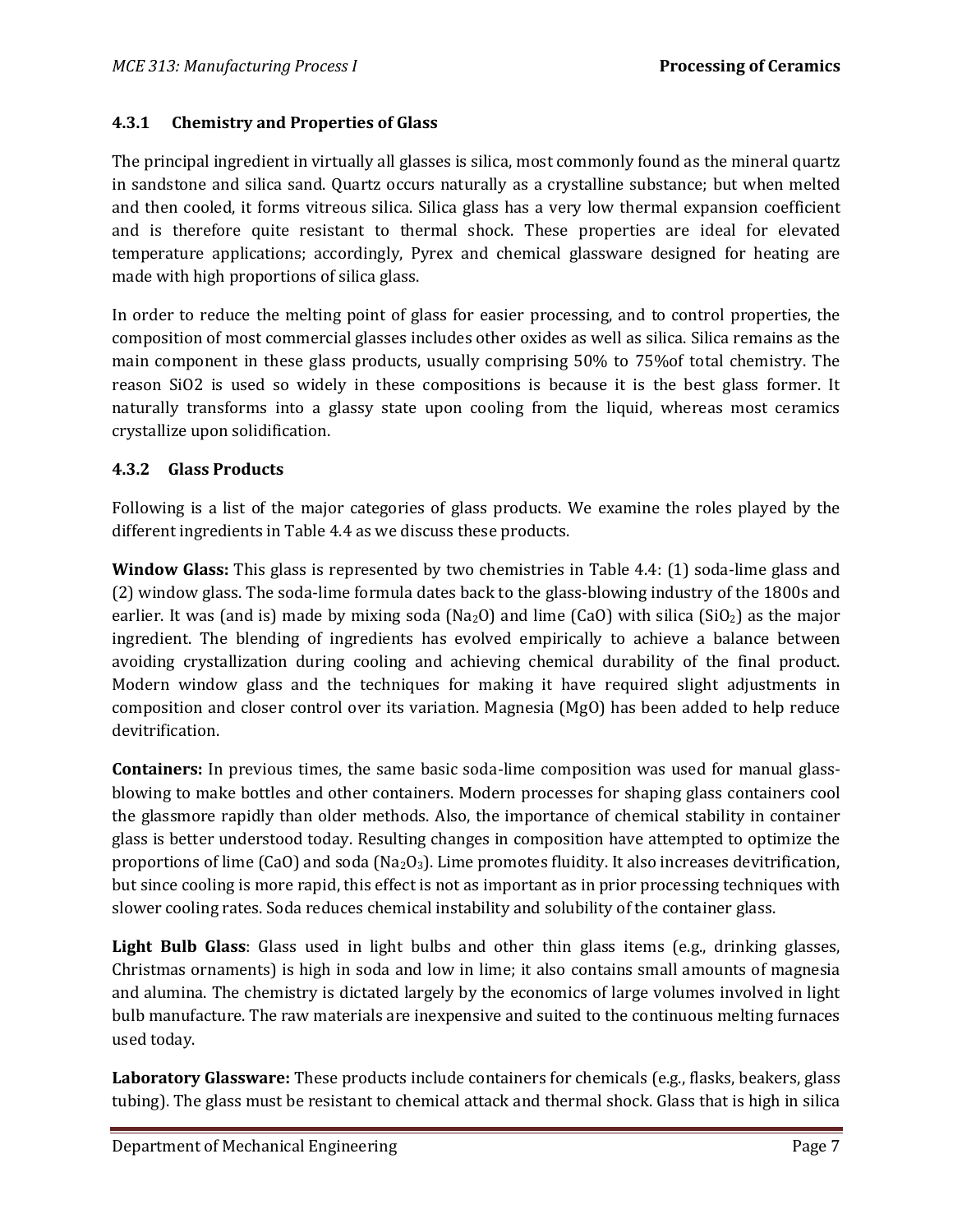### 4.3.1 Chemistry and Properties of Glass

The principal ingredient in virtually all glasses is silica, most commonly found as the mineral quartz in sandstone and silica sand. Quartz occurs naturally as a crystalline substance; but when melted and then cooled, it forms vitreous silica. Silica glass has a very low thermal expansion coefficient and is therefore quite resistant to thermal shock. These properties are ideal for elevated temperature applications; accordingly, Pyrex and chemical glassware designed for heating are made with high proportions of silica glass.

In order to reduce the melting point of glass for easier processing, and to control properties, the composition of most commercial glasses includes other oxides as well as silica. Silica remains as the main component in these glass products, usually comprising 50% to 75%of total chemistry. The reason SiO2 is used so widely in these compositions is because it is the best glass former. It naturally transforms into a glassy state upon cooling from the liquid, whereas most ceramics crystallize upon solidification.

### 4.3.2 Glass Products

Following is a list of the major categories of glass products. We examine the roles played by the different ingredients in Table 4.4 as we discuss these products.

**Window Glass:** This glass is represented by two chemistries in Table 4.4: (1) soda-lime glass and (2) window glass. The soda-lime formula dates back to the glass-blowing industry of the 1800s and earlier. It was (and is) made by mixing soda ($Na_2O$) and lime (CaO) with silica ($SiO_2$) as the major ingredient. The blending of ingredients has evolved empirically to achieve a balance between avoiding crystallization during cooling and achieving chemical durability of the final product. Modern window glass and the techniques for making it have required slight adjustments in composition and closer control over its variation. Magnesia (MgO) has been added to help reduce devitrification.

**Containers:** In previous times, the same basic soda-lime composition was used for manual glass-blowing to make bottles and other containers. Modern processes for shaping glass containers cool the glassmore rapidly than older methods. Also, the importance of chemical stability in container glass is better understood today. Resulting changes in composition have attempted to optimize the proportions of lime (CaO) and soda ($Na_2O_3$). Lime promotes fluidity. It also increases devitrification, but since cooling is more rapid, this effect is not as important as in prior processing techniques with slower cooling rates. Soda reduces chemical instability and solubility of the container glass.

**Light Bulb Glass**: Glass used in light bulbs and other thin glass items (e.g., drinking glasses, Christmas ornaments) is high in soda and low in lime; it also contains small amounts of magnesia and alumina. The chemistry is dictated largely by the economics of large volumes involved in light bulb manufacture. The raw materials are inexpensive and suited to the continuous melting furnaces used today.

**Laboratory Glassware:** These products include containers for chemicals (e.g., flasks, beakers, glass tubing). The glass must be resistant to chemical attack and thermal shock. Glass that is high in silica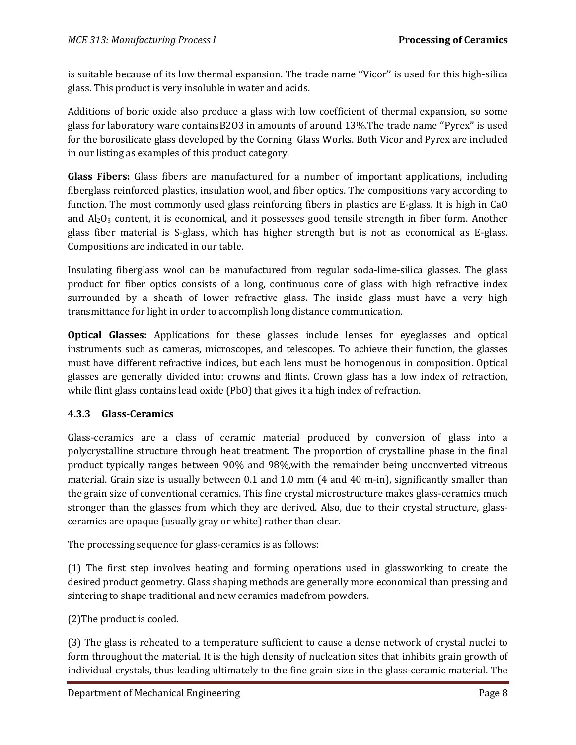is suitable because of its low thermal expansion. The trade name ''Vicor'' is used for this high-silica glass. This product is very insoluble in water and acids.

Additions of boric oxide also produce a glass with low coefficient of thermal expansion, so some glass for laboratory ware containsB2O3 in amounts of around 13%.The trade name "Pyrex" is used for the borosilicate glass developed by the Corning Glass Works. Both Vicor and Pyrex are included in our listing as examples of this product category.

**Glass Fibers:** Glass fibers are manufactured for a number of important applications, including fiberglass reinforced plastics, insulation wool, and fiber optics. The compositions vary according to function. The most commonly used glass reinforcing fibers in plastics are E-glass. It is high in CaO and $Al_2O_3$ content, it is economical, and it possesses good tensile strength in fiber form. Another glass fiber material is S-glass, which has higher strength but is not as economical as E-glass. Compositions are indicated in our table.

Insulating fiberglass wool can be manufactured from regular soda-lime-silica glasses. The glass product for fiber optics consists of a long, continuous core of glass with high refractive index surrounded by a sheath of lower refractive glass. The inside glass must have a very high transmittance for light in order to accomplish long distance communication.

**Optical Glasses:** Applications for these glasses include lenses for eyeglasses and optical instruments such as cameras, microscopes, and telescopes. To achieve their function, the glasses must have different refractive indices, but each lens must be homogenous in composition. Optical glasses are generally divided into: crowns and flints. Crown glass has a low index of refraction, while flint glass contains lead oxide (PbO) that gives it a high index of refraction.

### 4.3.3 Glass-Ceramics

Glass-ceramics are a class of ceramic material produced by conversion of glass into a polycrystalline structure through heat treatment. The proportion of crystalline phase in the final product typically ranges between 90% and 98%,with the remainder being unconverted vitreous material. Grain size is usually between 0.1 and 1.0 mm (4 and 40 m-in), significantly smaller than the grain size of conventional ceramics. This fine crystal microstructure makes glass-ceramics much stronger than the glasses from which they are derived. Also, due to their crystal structure, glass-ceramics are opaque (usually gray or white) rather than clear.

The processing sequence for glass-ceramics is as follows:

(1) The first step involves heating and forming operations used in glassworking to create the desired product geometry. Glass shaping methods are generally more economical than pressing and sintering to shape traditional and new ceramics madefrom powders.

(2)The product is cooled.

(3) The glass is reheated to a temperature sufficient to cause a dense network of crystal nuclei to form throughout the material. It is the high density of nucleation sites that inhibits grain growth of individual crystals, thus leading ultimately to the fine grain size in the glass-ceramic material. The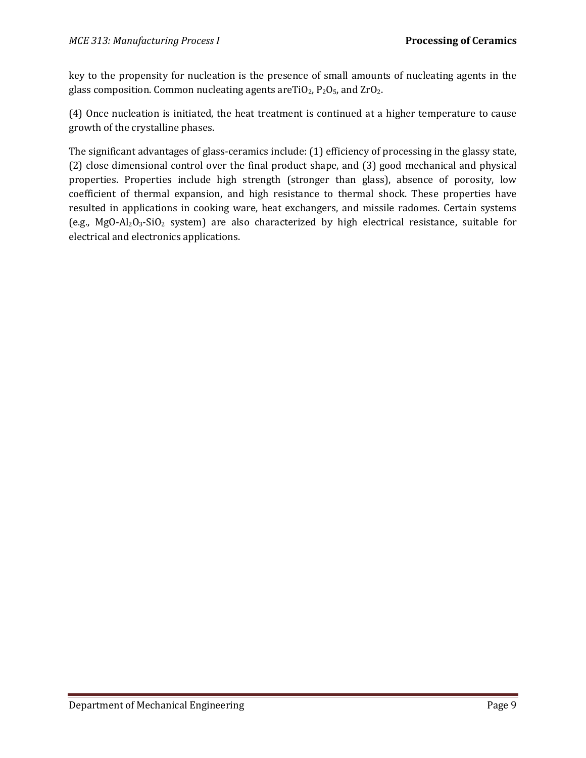key to the propensity for nucleation is the presence of small amounts of nucleating agents in the glass composition. Common nucleating agents are $TiO_2$, $P_2O_5$, and $ZrO_2$.

(4) Once nucleation is initiated, the heat treatment is continued at a higher temperature to cause growth of the crystalline phases.

The significant advantages of glass-ceramics include: (1) efficiency of processing in the glassy state, (2) close dimensional control over the final product shape, and (3) good mechanical and physical properties. Properties include high strength (stronger than glass), absence of porosity, low coefficient of thermal expansion, and high resistance to thermal shock. These properties have resulted in applications in cooking ware, heat exchangers, and missile radomes. Certain systems (e.g., $MgO$-$Al_2O_3$-$SiO_2$ system) are also characterized by high electrical resistance, suitable for electrical and electronics applications.